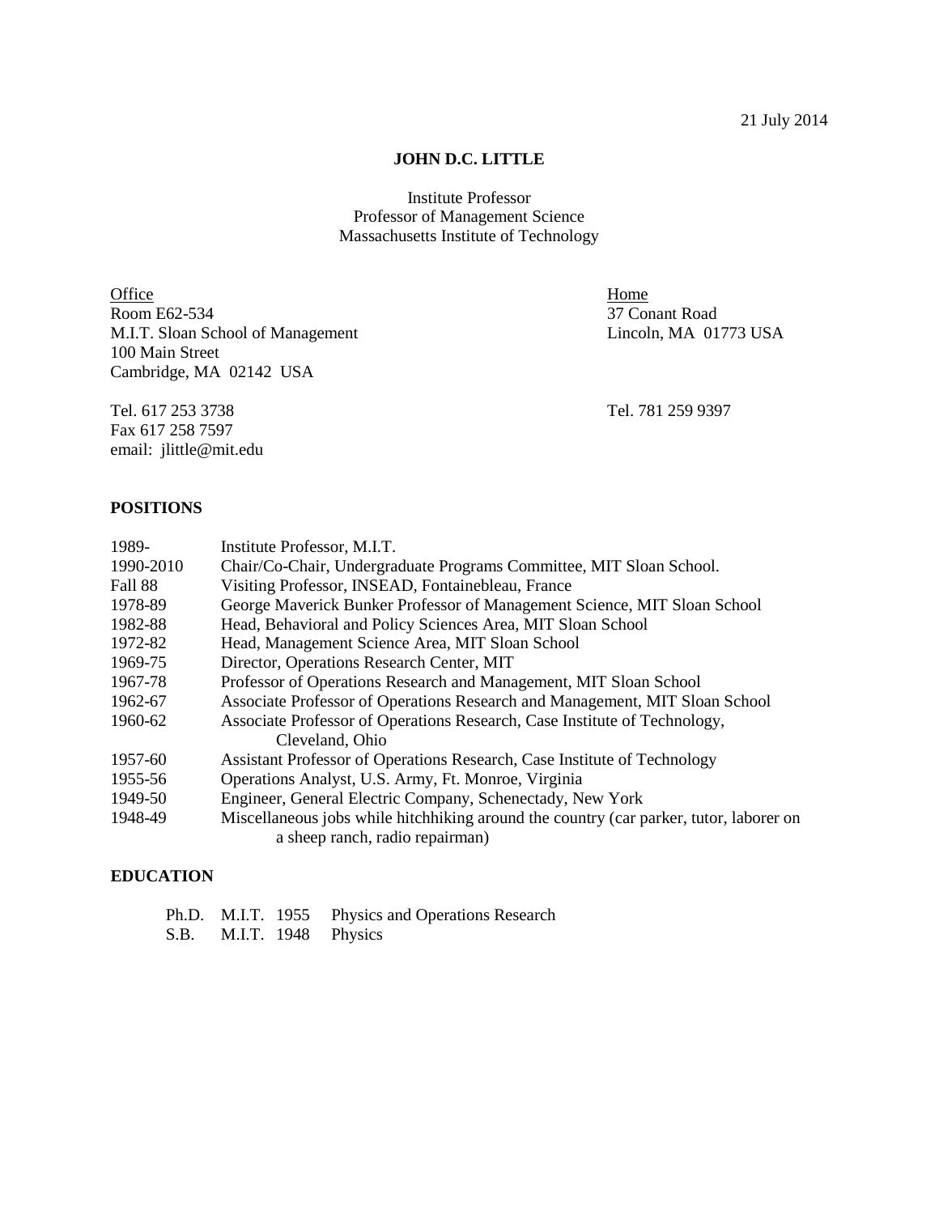21 July 2014

# JOHN D.C. LITTLE

Institute Professor
Professor of Management Science
Massachusetts Institute of Technology

| Office | Home |
|---|---|
| Room E62-534 | 37 Conant Road |
| M.I.T. Sloan School of Management | Lincoln, MA 01773 USA |
| 100 Main Street | |
| Cambridge, MA 02142 USA | |
| | |
| Tel. 617 253 3738 | Tel. 781 259 9397 |
| Fax 617 258 7597 | |
| email: jlittle@mit.edu | |

## POSITIONS

| | |
|---|---|
| 1989- | Institute Professor, M.I.T. |
| 1990-2010 | Chair/Co-Chair, Undergraduate Programs Committee, MIT Sloan School. |
| Fall 88 | Visiting Professor, INSEAD, Fontainebleau, France |
| 1978-89 | George Maverick Bunker Professor of Management Science, MIT Sloan School |
| 1982-88 | Head, Behavioral and Policy Sciences Area, MIT Sloan School |
| 1972-82 | Head, Management Science Area, MIT Sloan School |
| 1969-75 | Director, Operations Research Center, MIT |
| 1967-78 | Professor of Operations Research and Management, MIT Sloan School |
| 1962-67 | Associate Professor of Operations Research and Management, MIT Sloan School |
| 1960-62 | Associate Professor of Operations Research, Case Institute of Technology, Cleveland, Ohio |
| 1957-60 | Assistant Professor of Operations Research, Case Institute of Technology |
| 1955-56 | Operations Analyst, U.S. Army, Ft. Monroe, Virginia |
| 1949-50 | Engineer, General Electric Company, Schenectady, New York |
| 1948-49 | Miscellaneous jobs while hitchhiking around the country (car parker, tutor, laborer on a sheep ranch, radio repairman) |

## EDUCATION

| | | | |
|---|---|---|---|
| Ph.D. | M.I.T. | 1955 | Physics and Operations Research |
| S.B. | M.I.T. | 1948 | Physics |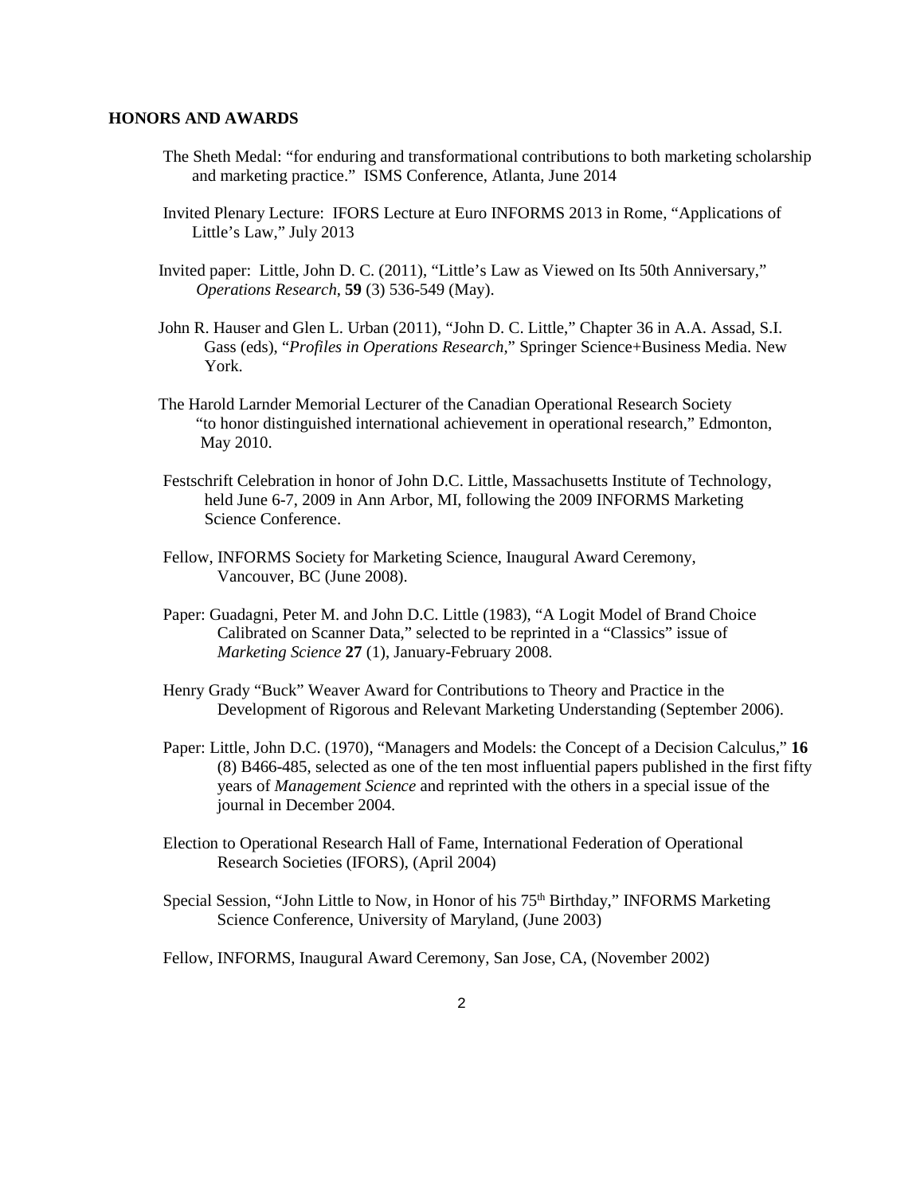## HONORS AND AWARDS

The Sheth Medal: "for enduring and transformational contributions to both marketing scholarship and marketing practice." ISMS Conference, Atlanta, June 2014

Invited Plenary Lecture: IFORS Lecture at Euro INFORMS 2013 in Rome, "Applications of Little's Law," July 2013

Invited paper: Little, John D. C. (2011), "Little's Law as Viewed on Its 50th Anniversary," *Operations Research*, **59** (3) 536-549 (May).

John R. Hauser and Glen L. Urban (2011), "John D. C. Little," Chapter 36 in A.A. Assad, S.I. Gass (eds), "*Profiles in Operations Research*," Springer Science+Business Media. New York.

The Harold Larnder Memorial Lecturer of the Canadian Operational Research Society "to honor distinguished international achievement in operational research," Edmonton, May 2010.

Festschrift Celebration in honor of John D.C. Little, Massachusetts Institute of Technology, held June 6-7, 2009 in Ann Arbor, MI, following the 2009 INFORMS Marketing Science Conference.

Fellow, INFORMS Society for Marketing Science, Inaugural Award Ceremony, Vancouver, BC (June 2008).

Paper: Guadagni, Peter M. and John D.C. Little (1983), "A Logit Model of Brand Choice Calibrated on Scanner Data," selected to be reprinted in a "Classics" issue of *Marketing Science* **27** (1), January-February 2008.

Henry Grady "Buck" Weaver Award for Contributions to Theory and Practice in the Development of Rigorous and Relevant Marketing Understanding (September 2006).

Paper: Little, John D.C. (1970), "Managers and Models: the Concept of a Decision Calculus," **16** (8) B466-485, selected as one of the ten most influential papers published in the first fifty years of *Management Science* and reprinted with the others in a special issue of the journal in December 2004.

Election to Operational Research Hall of Fame, International Federation of Operational Research Societies (IFORS), (April 2004)

Special Session, "John Little to Now, in Honor of his 75th Birthday," INFORMS Marketing Science Conference, University of Maryland, (June 2003)

Fellow, INFORMS, Inaugural Award Ceremony, San Jose, CA, (November 2002)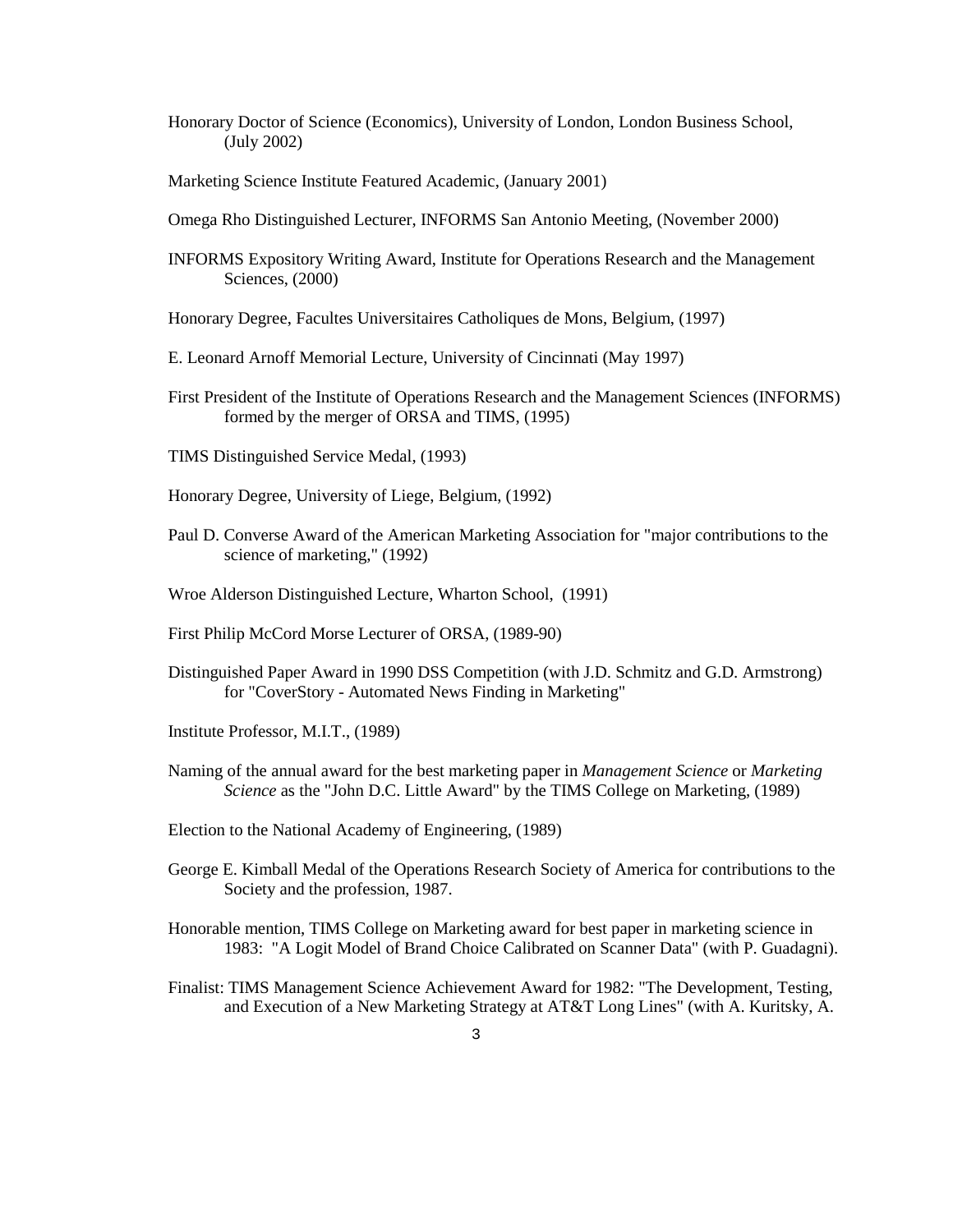Honorary Doctor of Science (Economics), University of London, London Business School, (July 2002)

Marketing Science Institute Featured Academic, (January 2001)

Omega Rho Distinguished Lecturer, INFORMS San Antonio Meeting, (November 2000)

INFORMS Expository Writing Award, Institute for Operations Research and the Management Sciences, (2000)

Honorary Degree, Facultes Universitaires Catholiques de Mons, Belgium, (1997)

E. Leonard Arnoff Memorial Lecture, University of Cincinnati (May 1997)

First President of the Institute of Operations Research and the Management Sciences (INFORMS) formed by the merger of ORSA and TIMS, (1995)

TIMS Distinguished Service Medal, (1993)

Honorary Degree, University of Liege, Belgium, (1992)

Paul D. Converse Award of the American Marketing Association for "major contributions to the science of marketing," (1992)

Wroe Alderson Distinguished Lecture, Wharton School, (1991)

First Philip McCord Morse Lecturer of ORSA, (1989-90)

Distinguished Paper Award in 1990 DSS Competition (with J.D. Schmitz and G.D. Armstrong) for "CoverStory - Automated News Finding in Marketing"

Institute Professor, M.I.T., (1989)

Naming of the annual award for the best marketing paper in *Management Science* or *Marketing Science* as the "John D.C. Little Award" by the TIMS College on Marketing, (1989)

Election to the National Academy of Engineering, (1989)

George E. Kimball Medal of the Operations Research Society of America for contributions to the Society and the profession, 1987.

Honorable mention, TIMS College on Marketing award for best paper in marketing science in 1983: "A Logit Model of Brand Choice Calibrated on Scanner Data" (with P. Guadagni).

Finalist: TIMS Management Science Achievement Award for 1982: "The Development, Testing, and Execution of a New Marketing Strategy at AT&T Long Lines" (with A. Kuritsky, A.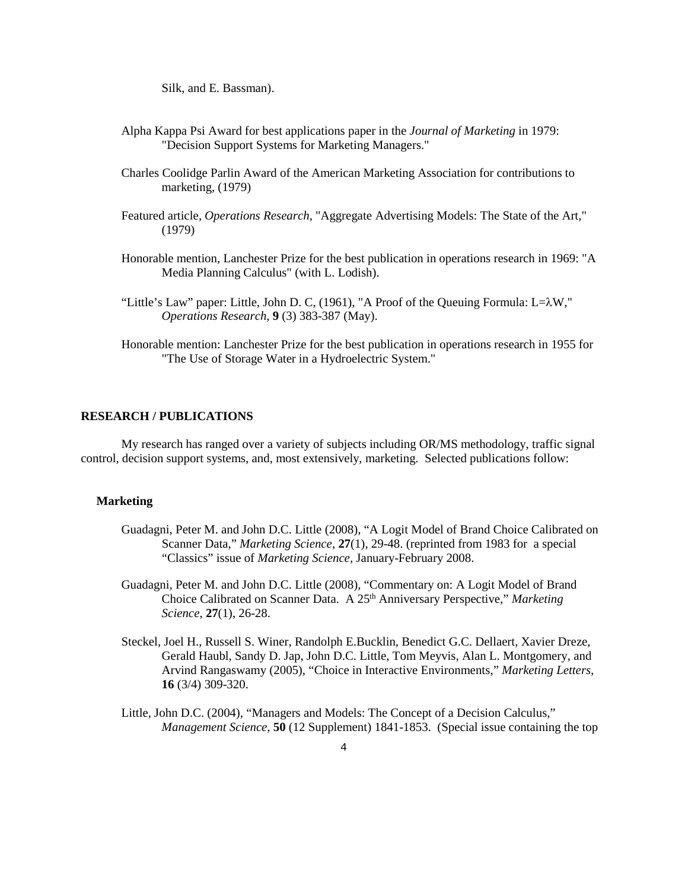Silk, and E. Bassman).

Alpha Kappa Psi Award for best applications paper in the *Journal of Marketing* in 1979: "Decision Support Systems for Marketing Managers."

Charles Coolidge Parlin Award of the American Marketing Association for contributions to marketing, (1979)

Featured article, *Operations Research*, "Aggregate Advertising Models: The State of the Art," (1979)

Honorable mention, Lanchester Prize for the best publication in operations research in 1969: "A Media Planning Calculus" (with L. Lodish).

"Little's Law" paper: Little, John D. C, (1961), "A Proof of the Queuing Formula: $L=\lambda W$," *Operations Research*, **9** (3) 383-387 (May).

Honorable mention: Lanchester Prize for the best publication in operations research in 1955 for "The Use of Storage Water in a Hydroelectric System."

## RESEARCH / PUBLICATIONS

My research has ranged over a variety of subjects including OR/MS methodology, traffic signal control, decision support systems, and, most extensively, marketing. Selected publications follow:

### Marketing

Guadagni, Peter M. and John D.C. Little (2008), "A Logit Model of Brand Choice Calibrated on Scanner Data," *Marketing Science*, **27**(1), 29-48. (reprinted from 1983 for a special "Classics" issue of *Marketing Science*, January-February 2008.

Guadagni, Peter M. and John D.C. Little (2008), "Commentary on: A Logit Model of Brand Choice Calibrated on Scanner Data. A 25th Anniversary Perspective," *Marketing Science*, **27**(1), 26-28.

Steckel, Joel H., Russell S. Winer, Randolph E.Bucklin, Benedict G.C. Dellaert, Xavier Dreze, Gerald Haubl, Sandy D. Jap, John D.C. Little, Tom Meyvis, Alan L. Montgomery, and Arvind Rangaswamy (2005), "Choice in Interactive Environments," *Marketing Letters*, **16** (3/4) 309-320.

Little, John D.C. (2004), "Managers and Models: The Concept of a Decision Calculus," *Management Science*, **50** (12 Supplement) 1841-1853. (Special issue containing the top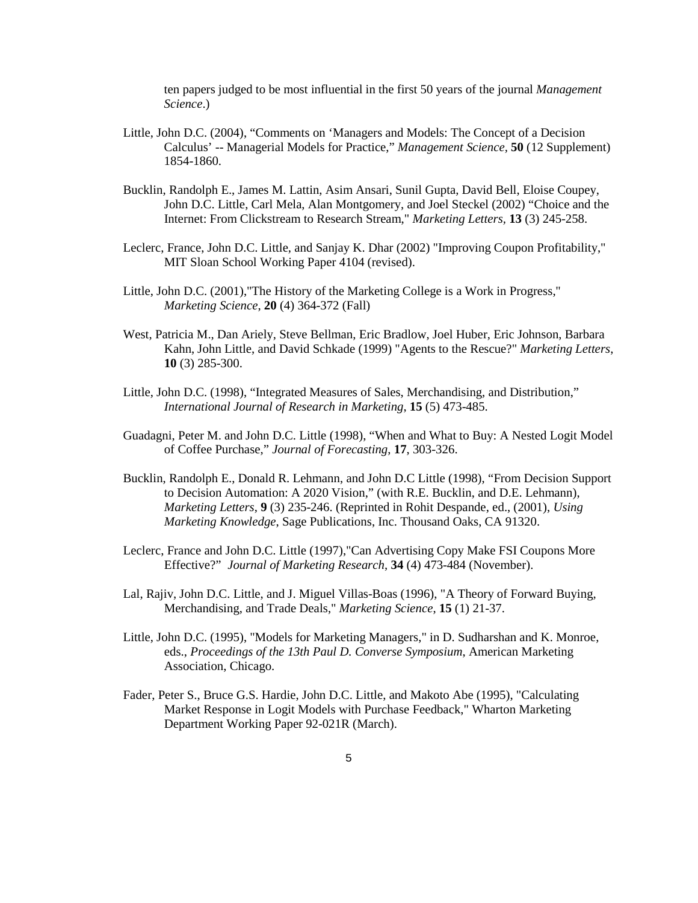ten papers judged to be most influential in the first 50 years of the journal *Management Science*.)

Little, John D.C. (2004), "Comments on 'Managers and Models: The Concept of a Decision Calculus' -- Managerial Models for Practice," *Management Science*, **50** (12 Supplement) 1854-1860.

Bucklin, Randolph E., James M. Lattin, Asim Ansari, Sunil Gupta, David Bell, Eloise Coupey, John D.C. Little, Carl Mela, Alan Montgomery, and Joel Steckel (2002) "Choice and the Internet: From Clickstream to Research Stream," *Marketing Letters*, **13** (3) 245-258.

Leclerc, France, John D.C. Little, and Sanjay K. Dhar (2002) "Improving Coupon Profitability," MIT Sloan School Working Paper 4104 (revised).

Little, John D.C. (2001),"The History of the Marketing College is a Work in Progress," *Marketing Science*, **20** (4) 364-372 (Fall)

West, Patricia M., Dan Ariely, Steve Bellman, Eric Bradlow, Joel Huber, Eric Johnson, Barbara Kahn, John Little, and David Schkade (1999) "Agents to the Rescue?" *Marketing Letters*, **10** (3) 285-300.

Little, John D.C. (1998), "Integrated Measures of Sales, Merchandising, and Distribution," *International Journal of Research in Marketing*, **15** (5) 473-485.

Guadagni, Peter M. and John D.C. Little (1998), "When and What to Buy: A Nested Logit Model of Coffee Purchase," *Journal of Forecasting*, **17**, 303-326.

Bucklin, Randolph E., Donald R. Lehmann, and John D.C Little (1998), "From Decision Support to Decision Automation: A 2020 Vision," (with R.E. Bucklin, and D.E. Lehmann), *Marketing Letters*, **9** (3) 235-246. (Reprinted in Rohit Despande, ed., (2001), *Using Marketing Knowledge*, Sage Publications, Inc. Thousand Oaks, CA 91320.

Leclerc, France and John D.C. Little (1997),"Can Advertising Copy Make FSI Coupons More Effective?" *Journal of Marketing Research*, **34** (4) 473-484 (November).

Lal, Rajiv, John D.C. Little, and J. Miguel Villas-Boas (1996), "A Theory of Forward Buying, Merchandising, and Trade Deals," *Marketing Science*, **15** (1) 21-37.

Little, John D.C. (1995), "Models for Marketing Managers," in D. Sudharshan and K. Monroe, eds., *Proceedings of the 13th Paul D. Converse Symposium*, American Marketing Association, Chicago.

Fader, Peter S., Bruce G.S. Hardie, John D.C. Little, and Makoto Abe (1995), "Calculating Market Response in Logit Models with Purchase Feedback," Wharton Marketing Department Working Paper 92-021R (March).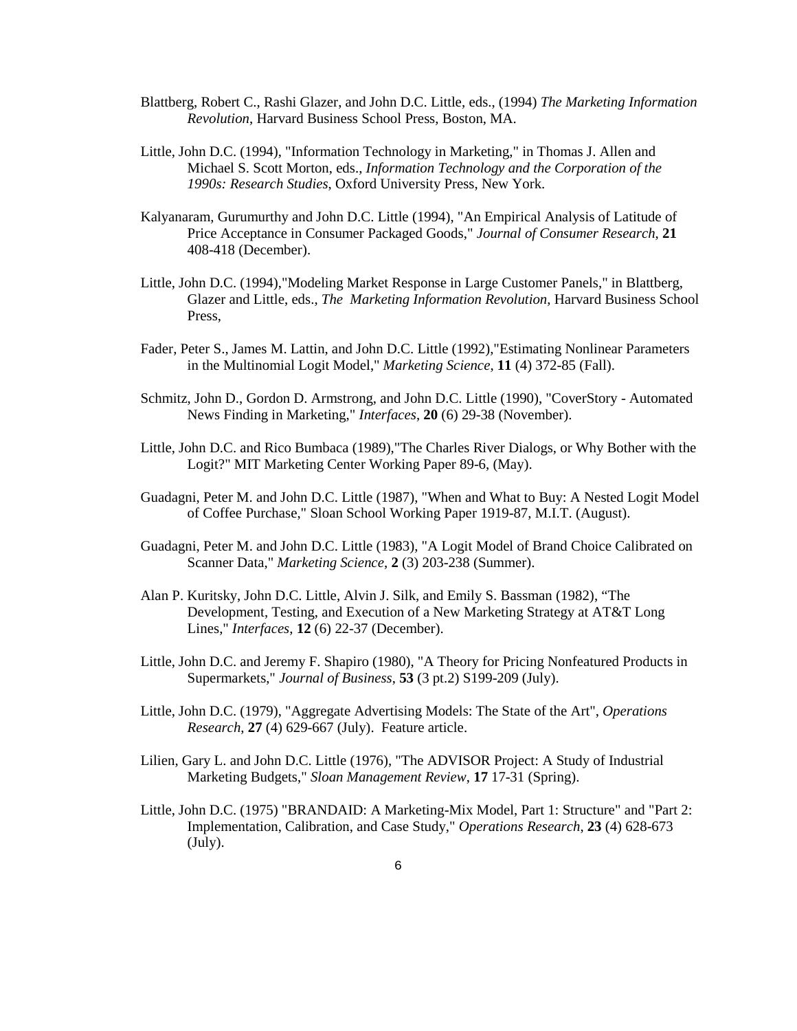Blattberg, Robert C., Rashi Glazer, and John D.C. Little, eds., (1994) *The Marketing Information Revolution*, Harvard Business School Press, Boston, MA.

Little, John D.C. (1994), "Information Technology in Marketing," in Thomas J. Allen and Michael S. Scott Morton, eds., *Information Technology and the Corporation of the 1990s: Research Studies*, Oxford University Press, New York.

Kalyanaram, Gurumurthy and John D.C. Little (1994), "An Empirical Analysis of Latitude of Price Acceptance in Consumer Packaged Goods," *Journal of Consumer Research*, **21** 408-418 (December).

Little, John D.C. (1994),"Modeling Market Response in Large Customer Panels," in Blattberg, Glazer and Little, eds., *The Marketing Information Revolution*, Harvard Business School Press,

Fader, Peter S., James M. Lattin, and John D.C. Little (1992),"Estimating Nonlinear Parameters in the Multinomial Logit Model," *Marketing Science*, **11** (4) 372-85 (Fall).

Schmitz, John D., Gordon D. Armstrong, and John D.C. Little (1990), "CoverStory - Automated News Finding in Marketing," *Interfaces*, **20** (6) 29-38 (November).

Little, John D.C. and Rico Bumbaca (1989),"The Charles River Dialogs, or Why Bother with the Logit?" MIT Marketing Center Working Paper 89-6, (May).

Guadagni, Peter M. and John D.C. Little (1987), "When and What to Buy: A Nested Logit Model of Coffee Purchase," Sloan School Working Paper 1919-87, M.I.T. (August).

Guadagni, Peter M. and John D.C. Little (1983), "A Logit Model of Brand Choice Calibrated on Scanner Data," *Marketing Science*, **2** (3) 203-238 (Summer).

Alan P. Kuritsky, John D.C. Little, Alvin J. Silk, and Emily S. Bassman (1982), "The Development, Testing, and Execution of a New Marketing Strategy at AT&T Long Lines," *Interfaces*, **12** (6) 22-37 (December).

Little, John D.C. and Jeremy F. Shapiro (1980), "A Theory for Pricing Nonfeatured Products in Supermarkets," *Journal of Business*, **53** (3 pt.2) S199-209 (July).

Little, John D.C. (1979), "Aggregate Advertising Models: The State of the Art", *Operations Research*, **27** (4) 629-667 (July). Feature article.

Lilien, Gary L. and John D.C. Little (1976), "The ADVISOR Project: A Study of Industrial Marketing Budgets," *Sloan Management Review*, **17** 17-31 (Spring).

Little, John D.C. (1975) "BRANDAID: A Marketing-Mix Model, Part 1: Structure" and "Part 2: Implementation, Calibration, and Case Study," *Operations Research*, **23** (4) 628-673 (July).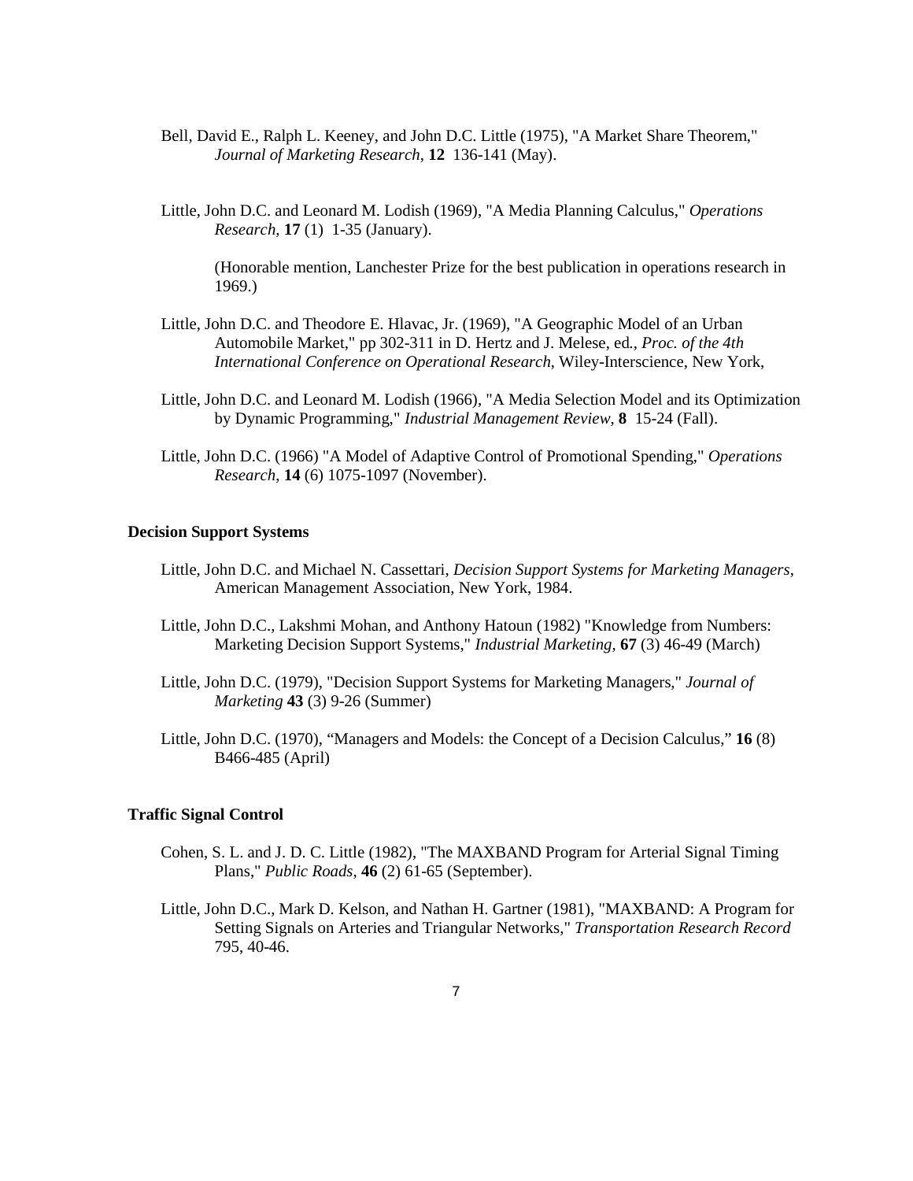Bell, David E., Ralph L. Keeney, and John D.C. Little (1975), "A Market Share Theorem," *Journal of Marketing Research*, **12** 136-141 (May).

Little, John D.C. and Leonard M. Lodish (1969), "A Media Planning Calculus," *Operations Research*, **17** (1) 1-35 (January).

(Honorable mention, Lanchester Prize for the best publication in operations research in 1969.)

Little, John D.C. and Theodore E. Hlavac, Jr. (1969), "A Geographic Model of an Urban Automobile Market," pp 302-311 in D. Hertz and J. Melese, ed., *Proc. of the 4th International Conference on Operational Research*, Wiley-Interscience, New York,

Little, John D.C. and Leonard M. Lodish (1966), "A Media Selection Model and its Optimization by Dynamic Programming," *Industrial Management Review*, **8** 15-24 (Fall).

Little, John D.C. (1966) "A Model of Adaptive Control of Promotional Spending," *Operations Research*, **14** (6) 1075-1097 (November).

**Decision Support Systems**

Little, John D.C. and Michael N. Cassettari, *Decision Support Systems for Marketing Managers*, American Management Association, New York, 1984.

Little, John D.C., Lakshmi Mohan, and Anthony Hatoun (1982) "Knowledge from Numbers: Marketing Decision Support Systems," *Industrial Marketing*, **67** (3) 46-49 (March)

Little, John D.C. (1979), "Decision Support Systems for Marketing Managers," *Journal of Marketing* **43** (3) 9-26 (Summer)

Little, John D.C. (1970), "Managers and Models: the Concept of a Decision Calculus," **16** (8) B466-485 (April)

**Traffic Signal Control**

Cohen, S. L. and J. D. C. Little (1982), "The MAXBAND Program for Arterial Signal Timing Plans," *Public Roads*, **46** (2) 61-65 (September).

Little, John D.C., Mark D. Kelson, and Nathan H. Gartner (1981), "MAXBAND: A Program for Setting Signals on Arteries and Triangular Networks," *Transportation Research Record* 795, 40-46.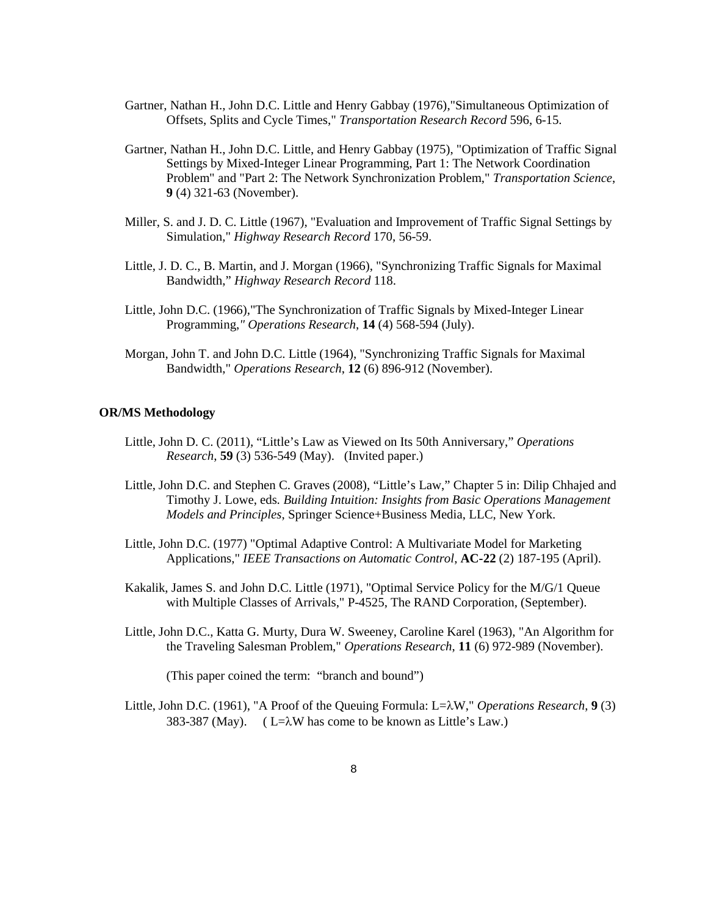Gartner, Nathan H., John D.C. Little and Henry Gabbay (1976),"Simultaneous Optimization of Offsets, Splits and Cycle Times," *Transportation Research Record* 596, 6-15.

Gartner, Nathan H., John D.C. Little, and Henry Gabbay (1975), "Optimization of Traffic Signal Settings by Mixed-Integer Linear Programming, Part 1: The Network Coordination Problem" and "Part 2: The Network Synchronization Problem," *Transportation Science*, **9** (4) 321-63 (November).

Miller, S. and J. D. C. Little (1967), "Evaluation and Improvement of Traffic Signal Settings by Simulation," *Highway Research Record* 170, 56-59.

Little, J. D. C., B. Martin, and J. Morgan (1966), "Synchronizing Traffic Signals for Maximal Bandwidth," *Highway Research Record* 118.

Little, John D.C. (1966),"The Synchronization of Traffic Signals by Mixed-Integer Linear Programming," *Operations Research*, **14** (4) 568-594 (July).

Morgan, John T. and John D.C. Little (1964), "Synchronizing Traffic Signals for Maximal Bandwidth," *Operations Research*, **12** (6) 896-912 (November).

**OR/MS Methodology**

Little, John D. C. (2011), "Little's Law as Viewed on Its 50th Anniversary," *Operations Research*, **59** (3) 536-549 (May). (Invited paper.)

Little, John D.C. and Stephen C. Graves (2008), "Little's Law," Chapter 5 in: Dilip Chhajed and Timothy J. Lowe, eds. *Building Intuition: Insights from Basic Operations Management Models and Principles*, Springer Science+Business Media, LLC, New York.

Little, John D.C. (1977) "Optimal Adaptive Control: A Multivariate Model for Marketing Applications," *IEEE Transactions on Automatic Control*, **AC-22** (2) 187-195 (April).

Kakalik, James S. and John D.C. Little (1971), "Optimal Service Policy for the M/G/1 Queue with Multiple Classes of Arrivals," P-4525, The RAND Corporation, (September).

Little, John D.C., Katta G. Murty, Dura W. Sweeney, Caroline Karel (1963), "An Algorithm for the Traveling Salesman Problem," *Operations Research*, **11** (6) 972-989 (November).

(This paper coined the term: "branch and bound")

Little, John D.C. (1961), "A Proof of the Queuing Formula: $L=\lambda W$," *Operations Research*, **9** (3) 383-387 (May). ( $L=\lambda W$ has come to be known as Little's Law.)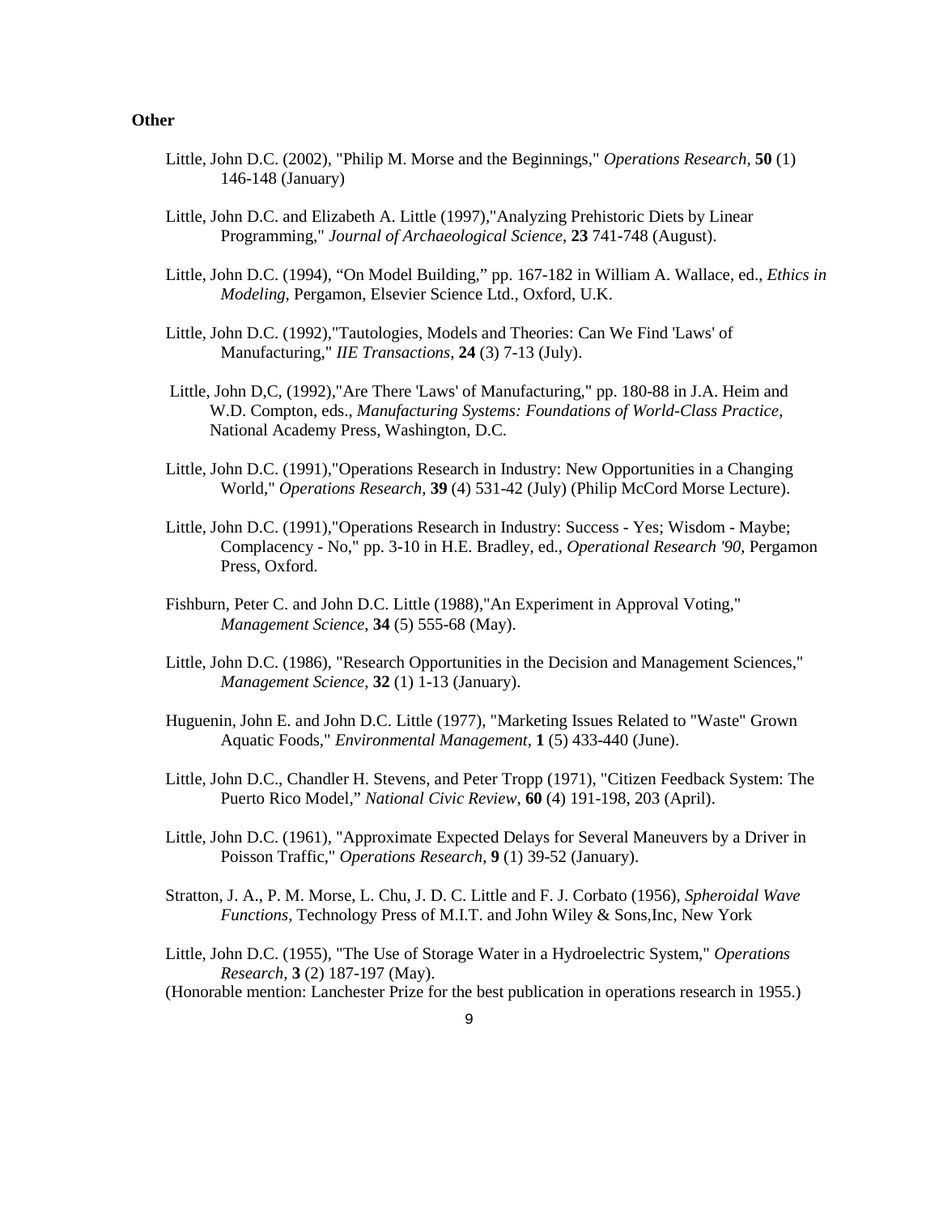**Other**

Little, John D.C. (2002), "Philip M. Morse and the Beginnings," *Operations Research*, **50** (1) 146-148 (January)

Little, John D.C. and Elizabeth A. Little (1997),"Analyzing Prehistoric Diets by Linear Programming," *Journal of Archaeological Science*, **23** 741-748 (August).

Little, John D.C. (1994), "On Model Building," pp. 167-182 in William A. Wallace, ed., *Ethics in Modeling*, Pergamon, Elsevier Science Ltd., Oxford, U.K.

Little, John D.C. (1992),"Tautologies, Models and Theories: Can We Find 'Laws' of Manufacturing," *IIE Transactions*, **24** (3) 7-13 (July).

Little, John D,C, (1992),"Are There 'Laws' of Manufacturing," pp. 180-88 in J.A. Heim and W.D. Compton, eds., *Manufacturing Systems: Foundations of World-Class Practice*, National Academy Press, Washington, D.C.

Little, John D.C. (1991),"Operations Research in Industry: New Opportunities in a Changing World," *Operations Research*, **39** (4) 531-42 (July) (Philip McCord Morse Lecture).

Little, John D.C. (1991),"Operations Research in Industry: Success - Yes; Wisdom - Maybe; Complacency - No," pp. 3-10 in H.E. Bradley, ed., *Operational Research '90*, Pergamon Press, Oxford.

Fishburn, Peter C. and John D.C. Little (1988),"An Experiment in Approval Voting," *Management Science*, **34** (5) 555-68 (May).

Little, John D.C. (1986), "Research Opportunities in the Decision and Management Sciences," *Management Science*, **32** (1) 1-13 (January).

Huguenin, John E. and John D.C. Little (1977), "Marketing Issues Related to "Waste" Grown Aquatic Foods," *Environmental Management*, **1** (5) 433-440 (June).

Little, John D.C., Chandler H. Stevens, and Peter Tropp (1971), "Citizen Feedback System: The Puerto Rico Model," *National Civic Review*, **60** (4) 191-198, 203 (April).

Little, John D.C. (1961), "Approximate Expected Delays for Several Maneuvers by a Driver in Poisson Traffic," *Operations Research*, **9** (1) 39-52 (January).

Stratton, J. A., P. M. Morse, L. Chu, J. D. C. Little and F. J. Corbato (1956), *Spheroidal Wave Functions*, Technology Press of M.I.T. and John Wiley & Sons,Inc, New York

Little, John D.C. (1955), "The Use of Storage Water in a Hydroelectric System," *Operations Research*, **3** (2) 187-197 (May).
(Honorable mention: Lanchester Prize for the best publication in operations research in 1955.)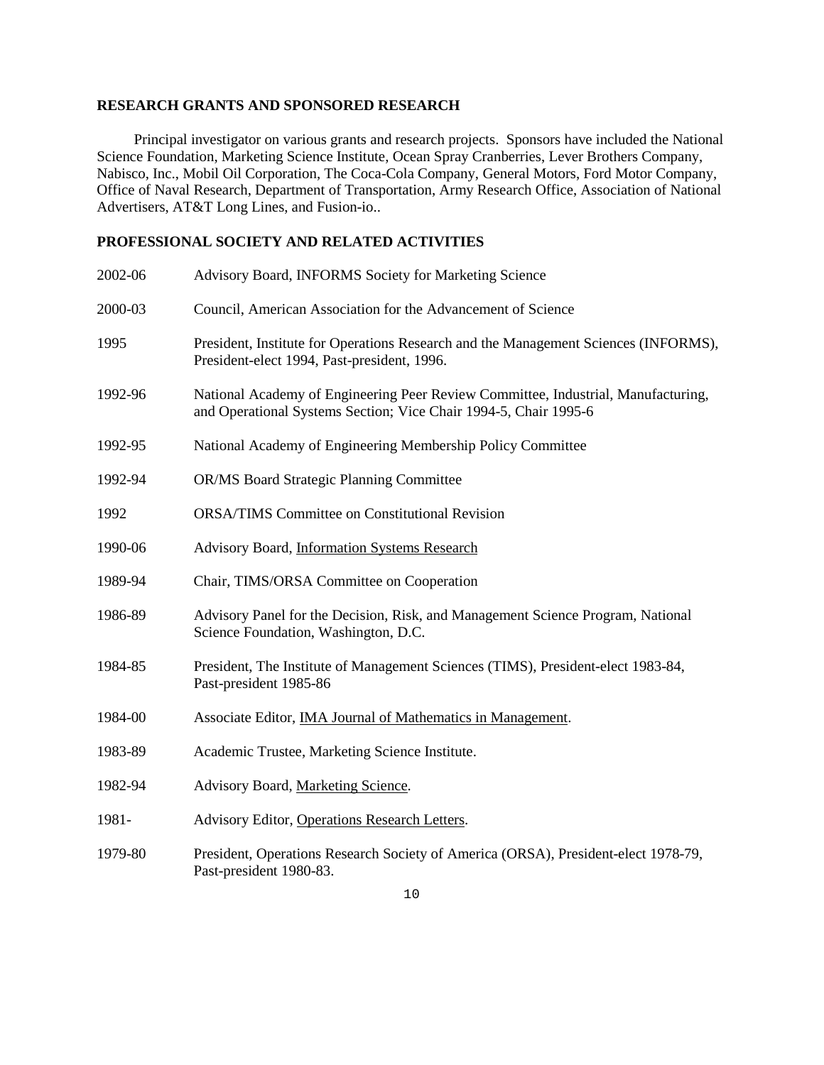## RESEARCH GRANTS AND SPONSORED RESEARCH

Principal investigator on various grants and research projects. Sponsors have included the National Science Foundation, Marketing Science Institute, Ocean Spray Cranberries, Lever Brothers Company, Nabisco, Inc., Mobil Oil Corporation, The Coca-Cola Company, General Motors, Ford Motor Company, Office of Naval Research, Department of Transportation, Army Research Office, Association of National Advertisers, AT&T Long Lines, and Fusion-io..

## PROFESSIONAL SOCIETY AND RELATED ACTIVITIES

| | |
|---|---|
| 2002-06 | Advisory Board, INFORMS Society for Marketing Science |
| 2000-03 | Council, American Association for the Advancement of Science |
| 1995 | President, Institute for Operations Research and the Management Sciences (INFORMS), President-elect 1994, Past-president, 1996. |
| 1992-96 | National Academy of Engineering Peer Review Committee, Industrial, Manufacturing, and Operational Systems Section; Vice Chair 1994-5, Chair 1995-6 |
| 1992-95 | National Academy of Engineering Membership Policy Committee |
| 1992-94 | OR/MS Board Strategic Planning Committee |
| 1992 | ORSA/TIMS Committee on Constitutional Revision |
| 1990-06 | Advisory Board, Information Systems Research |
| 1989-94 | Chair, TIMS/ORSA Committee on Cooperation |
| 1986-89 | Advisory Panel for the Decision, Risk, and Management Science Program, National Science Foundation, Washington, D.C. |
| 1984-85 | President, The Institute of Management Sciences (TIMS), President-elect 1983-84, Past-president 1985-86 |
| 1984-00 | Associate Editor, IMA Journal of Mathematics in Management. |
| 1983-89 | Academic Trustee, Marketing Science Institute. |
| 1982-94 | Advisory Board, Marketing Science. |
| 1981- | Advisory Editor, Operations Research Letters. |
| 1979-80 | President, Operations Research Society of America (ORSA), President-elect 1978-79, Past-president 1980-83. |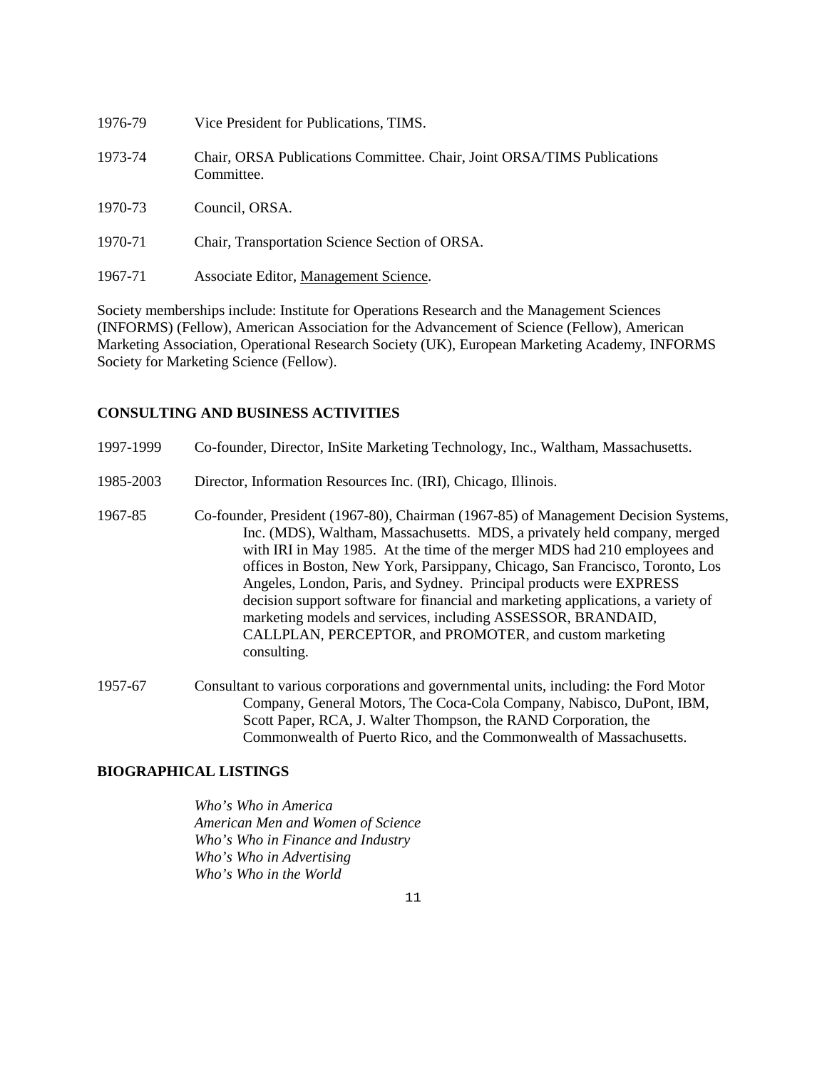1976-79 Vice President for Publications, TIMS.

1973-74 Chair, ORSA Publications Committee. Chair, Joint ORSA/TIMS Publications Committee.

1970-73 Council, ORSA.

1970-71 Chair, Transportation Science Section of ORSA.

1967-71 Associate Editor, Management Science.

Society memberships include: Institute for Operations Research and the Management Sciences (INFORMS) (Fellow), American Association for the Advancement of Science (Fellow), American Marketing Association, Operational Research Society (UK), European Marketing Academy, INFORMS Society for Marketing Science (Fellow).

## CONSULTING AND BUSINESS ACTIVITIES

1997-1999 Co-founder, Director, InSite Marketing Technology, Inc., Waltham, Massachusetts.

1985-2003 Director, Information Resources Inc. (IRI), Chicago, Illinois.

1967-85 Co-founder, President (1967-80), Chairman (1967-85) of Management Decision Systems, Inc. (MDS), Waltham, Massachusetts. MDS, a privately held company, merged with IRI in May 1985. At the time of the merger MDS had 210 employees and offices in Boston, New York, Parsippany, Chicago, San Francisco, Toronto, Los Angeles, London, Paris, and Sydney. Principal products were EXPRESS decision support software for financial and marketing applications, a variety of marketing models and services, including ASSESSOR, BRANDAID, CALLPLAN, PERCEPTOR, and PROMOTER, and custom marketing consulting.

1957-67 Consultant to various corporations and governmental units, including: the Ford Motor Company, General Motors, The Coca-Cola Company, Nabisco, DuPont, IBM, Scott Paper, RCA, J. Walter Thompson, the RAND Corporation, the Commonwealth of Puerto Rico, and the Commonwealth of Massachusetts.

## BIOGRAPHICAL LISTINGS

*Who's Who in America*
*American Men and Women of Science*
*Who's Who in Finance and Industry*
*Who's Who in Advertising*
*Who's Who in the World*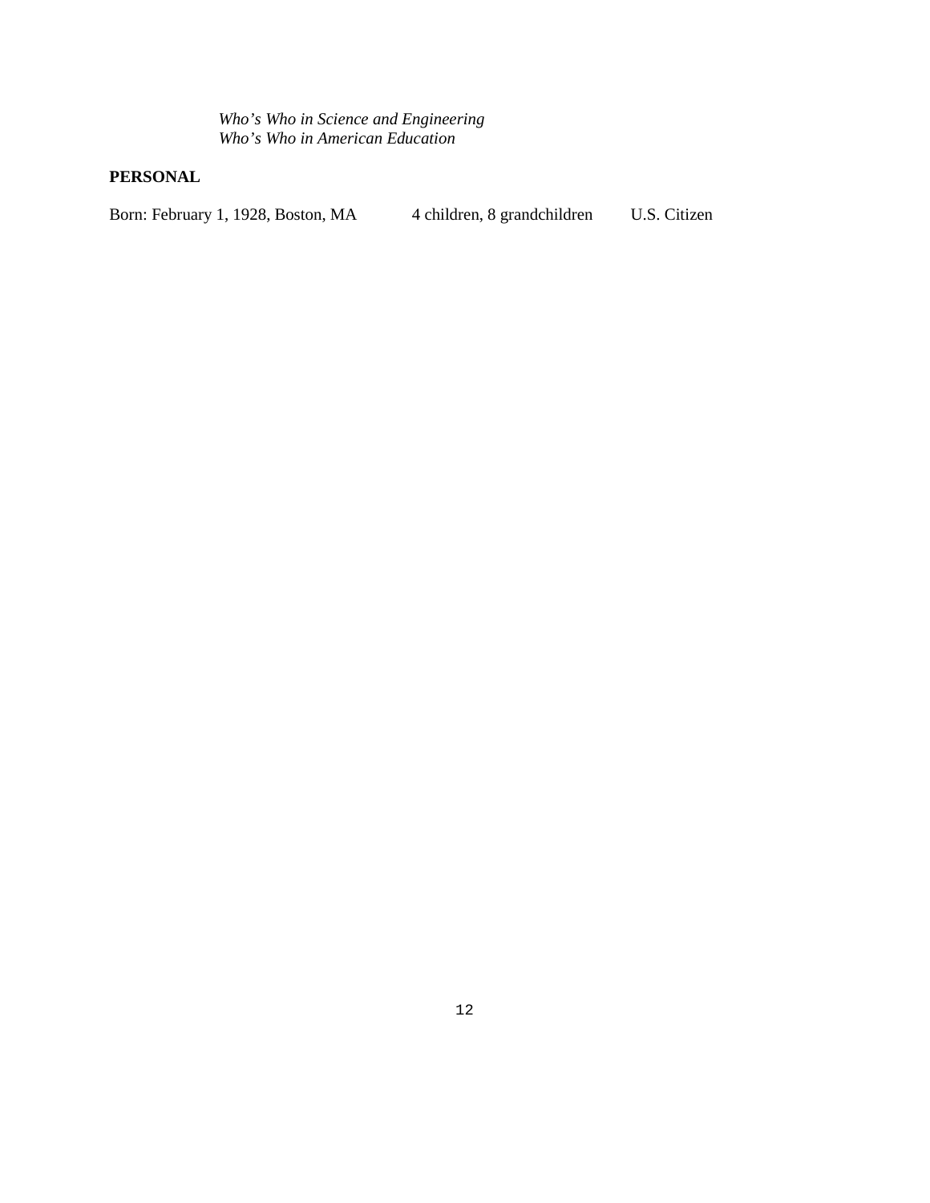*Who's Who in Science and Engineering*
*Who's Who in American Education*

**PERSONAL**

Born: February 1, 1928, Boston, MA 4 children, 8 grandchildren U.S. Citizen